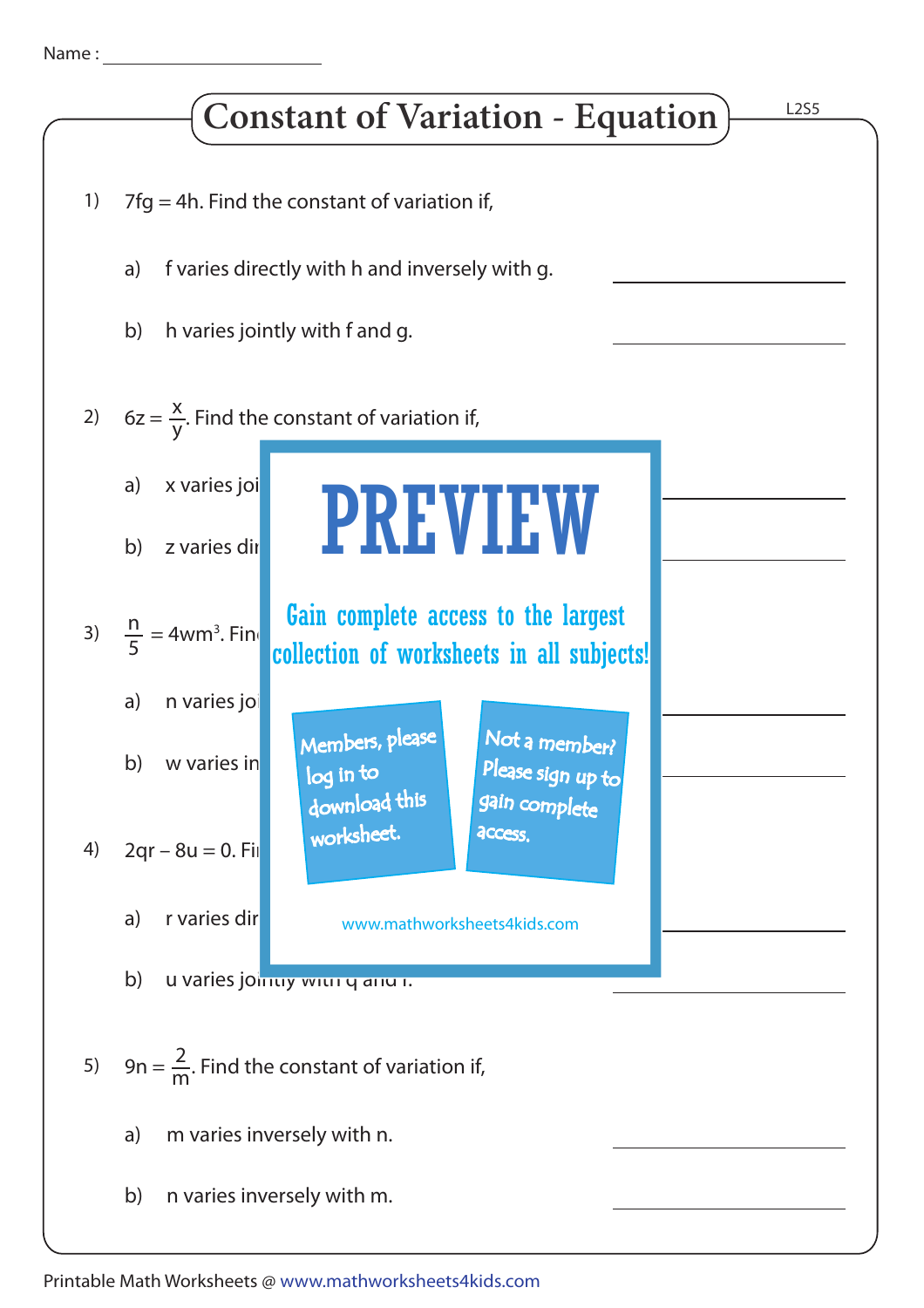Name : ____________________

# Constant of Variation - Equation

L2S5

1) $7fg = 4h$. Find the constant of variation if,

   a) f varies directly with h and inversely with g. ____________

   b) h varies jointly with f and g. ____________

2) $6z = \frac{x}{y}$. Find the constant of variation if,

   a) x varies joi ____________

   b) z varies dir ____________

3) $\frac{n}{5} = 4wm^3$. Fin

   a) n varies joi ____________

   b) w varies in ____________

4) $2qr - 8u = 0$. Fi

   a) r varies dir ____________

   b) u varies jointly with q and r. ____________

5) $9n = \frac{2}{m}$. Find the constant of variation if,

   a) m varies inversely with n. ____________

   b) n varies inversely with m. ____________

PREVIEW

Gain complete access to the largest collection of worksheets in all subjects!

Members, please log in to download this worksheet.

Not a member? Please sign up to gain complete access.

www.mathworksheets4kids.com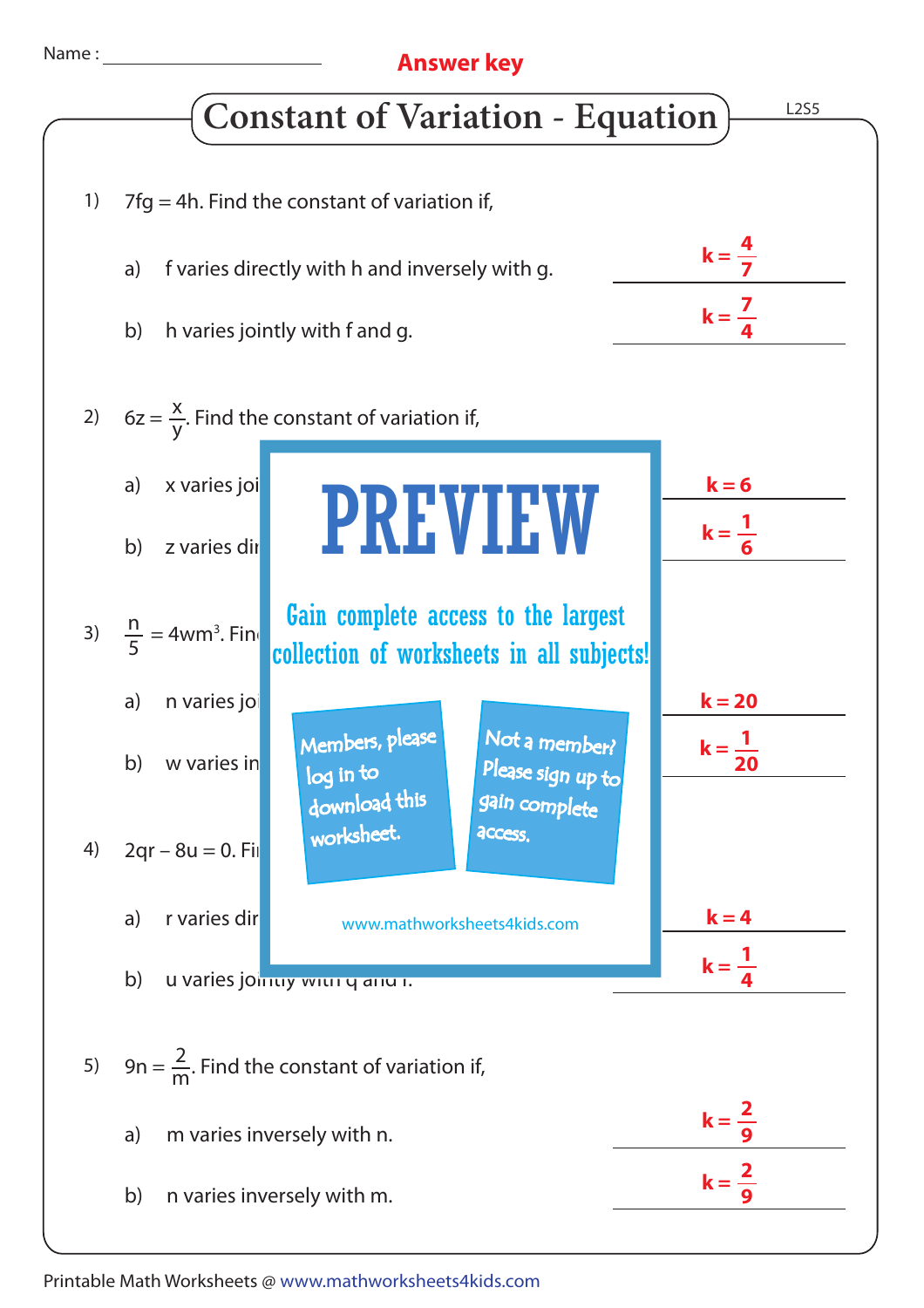Name : ____________________

**Answer key**

# Constant of Variation - Equation

L2S5

1) $7fg = 4h$. Find the constant of variation if,

a) f varies directly with h and inversely with g. $k = \frac{4}{7}$

b) h varies jointly with f and g. $k = \frac{7}{4}$

2) $6z = \frac{x}{y}$. Find the constant of variation if,

a) x varies joi $k = 6$

b) z varies dir $k = \frac{1}{6}$

3) $\frac{n}{5} = 4wm^3$. Fin

a) n varies joi $k = 20$

b) w varies in $k = \frac{1}{20}$

4) $2qr - 8u = 0$. Fi

a) r varies dir $k = 4$

b) u varies jointly with q and r. $k = \frac{1}{4}$

PREVIEW

Gain complete access to the largest collection of worksheets in all subjects!

Members, please log in to download this worksheet.

Not a member? Please sign up to gain complete access.

www.mathworksheets4kids.com

5) $9n = \frac{2}{m}$. Find the constant of variation if,

a) m varies inversely with n. $k = \frac{2}{9}$

b) n varies inversely with m. $k = \frac{2}{9}$

Printable Math Worksheets @ www.mathworksheets4kids.com